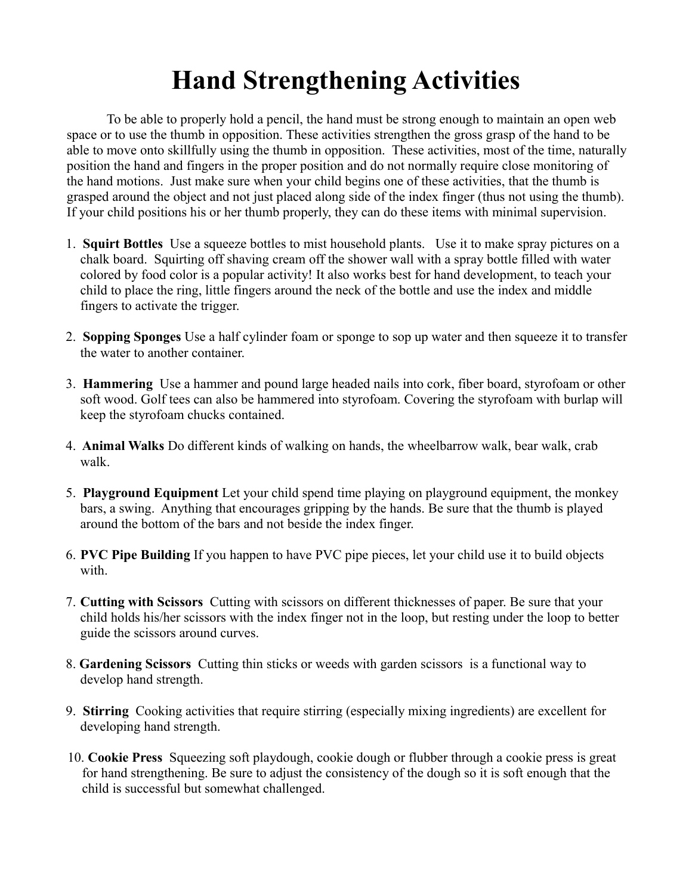# Hand Strengthening Activities

To be able to properly hold a pencil, the hand must be strong enough to maintain an open web space or to use the thumb in opposition. These activities strengthen the gross grasp of the hand to be able to move onto skillfully using the thumb in opposition. These activities, most of the time, naturally position the hand and fingers in the proper position and do not normally require close monitoring of the hand motions. Just make sure when your child begins one of these activities, that the thumb is grasped around the object and not just placed along side of the index finger (thus not using the thumb). If your child positions his or her thumb properly, they can do these items with minimal supervision.

1. **Squirt Bottles** Use a squeeze bottles to mist household plants. Use it to make spray pictures on a chalk board. Squirting off shaving cream off the shower wall with a spray bottle filled with water colored by food color is a popular activity! It also works best for hand development, to teach your child to place the ring, little fingers around the neck of the bottle and use the index and middle fingers to activate the trigger.

2. **Sopping Sponges** Use a half cylinder foam or sponge to sop up water and then squeeze it to transfer the water to another container.

3. **Hammering** Use a hammer and pound large headed nails into cork, fiber board, styrofoam or other soft wood. Golf tees can also be hammered into styrofoam. Covering the styrofoam with burlap will keep the styrofoam chucks contained.

4. **Animal Walks** Do different kinds of walking on hands, the wheelbarrow walk, bear walk, crab walk.

5. **Playground Equipment** Let your child spend time playing on playground equipment, the monkey bars, a swing. Anything that encourages gripping by the hands. Be sure that the thumb is played around the bottom of the bars and not beside the index finger.

6. **PVC Pipe Building** If you happen to have PVC pipe pieces, let your child use it to build objects with.

7. **Cutting with Scissors** Cutting with scissors on different thicknesses of paper. Be sure that your child holds his/her scissors with the index finger not in the loop, but resting under the loop to better guide the scissors around curves.

8. **Gardening Scissors** Cutting thin sticks or weeds with garden scissors is a functional way to develop hand strength.

9. **Stirring** Cooking activities that require stirring (especially mixing ingredients) are excellent for developing hand strength.

10. **Cookie Press** Squeezing soft playdough, cookie dough or flubber through a cookie press is great for hand strengthening. Be sure to adjust the consistency of the dough so it is soft enough that the child is successful but somewhat challenged.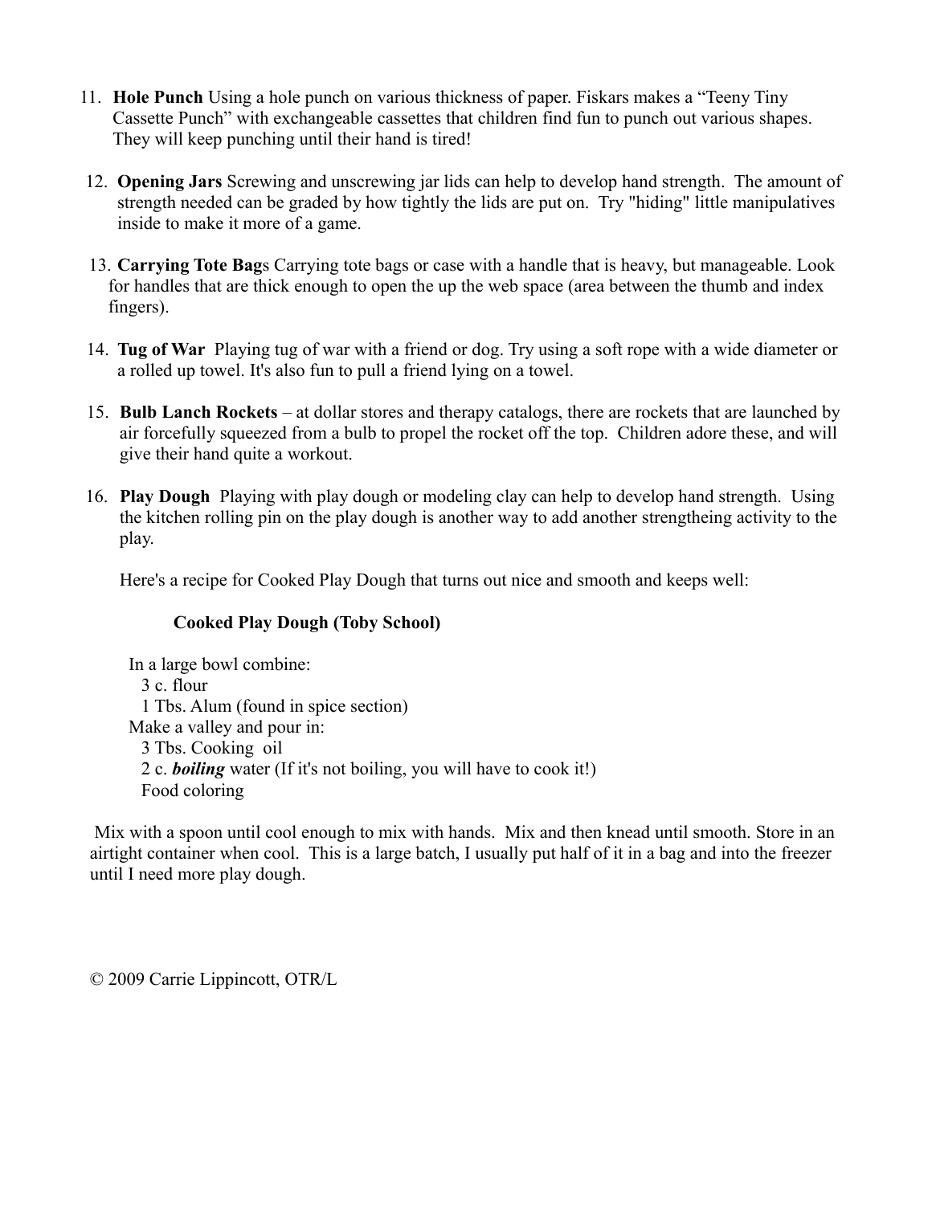11. **Hole Punch** Using a hole punch on various thickness of paper. Fiskars makes a "Teeny Tiny Cassette Punch" with exchangeable cassettes that children find fun to punch out various shapes. They will keep punching until their hand is tired!

12. **Opening Jars** Screwing and unscrewing jar lids can help to develop hand strength. The amount of strength needed can be graded by how tightly the lids are put on. Try "hiding" little manipulatives inside to make it more of a game.

13. **Carrying Tote Bag**s Carrying tote bags or case with a handle that is heavy, but manageable. Look for handles that are thick enough to open the up the web space (area between the thumb and index fingers).

14. **Tug of War** Playing tug of war with a friend or dog. Try using a soft rope with a wide diameter or a rolled up towel. It's also fun to pull a friend lying on a towel.

15. **Bulb Lanch Rockets** – at dollar stores and therapy catalogs, there are rockets that are launched by air forcefully squeezed from a bulb to propel the rocket off the top. Children adore these, and will give their hand quite a workout.

16. **Play Dough** Playing with play dough or modeling clay can help to develop hand strength. Using the kitchen rolling pin on the play dough is another way to add another strengtheing activity to the play.

    Here's a recipe for Cooked Play Dough that turns out nice and smooth and keeps well:

    **Cooked Play Dough (Toby School)**

    In a large bowl combine:
    3 c. flour
    1 Tbs. Alum (found in spice section)
    Make a valley and pour in:
    3 Tbs. Cooking oil
    2 c. ***boiling*** water (If it's not boiling, you will have to cook it!)
    Food coloring

Mix with a spoon until cool enough to mix with hands. Mix and then knead until smooth. Store in an airtight container when cool. This is a large batch, I usually put half of it in a bag and into the freezer until I need more play dough.

© 2009 Carrie Lippincott, OTR/L